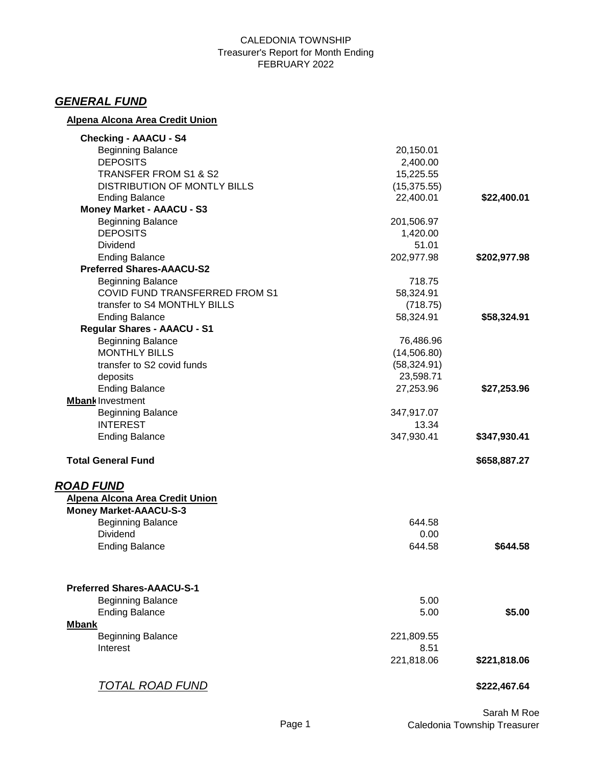CALEDONIA TOWNSHIP
Treasurer's Report for Month Ending
FEBRUARY 2022

## *GENERAL FUND*

**Alpena Alcona Area Credit Union**

| | | |
|---|---|---|
| **Checking - AAACU - S4** | | |
| Beginning Balance | 20,150.01 | |
| DEPOSITS | 2,400.00 | |
| TRANSFER FROM S1 & S2 | 15,225.55 | |
| DISTRIBUTION OF MONTLY BILLS | (15,375.55) | |
| Ending Balance | 22,400.01 | **$22,400.01** |
| **Money Market - AAACU - S3** | | |
| Beginning Balance | 201,506.97 | |
| DEPOSITS | 1,420.00 | |
| Dividend | 51.01 | |
| Ending Balance | 202,977.98 | **$202,977.98** |
| **Preferred Shares-AAACU-S2** | | |
| Beginning Balance | 718.75 | |
| COVID FUND TRANSFERRED FROM S1 | 58,324.91 | |
| transfer to S4 MONTHLY BILLS | (718.75) | |
| Ending Balance | 58,324.91 | **$58,324.91** |
| **Regular Shares - AAACU - S1** | | |
| Beginning Balance | 76,486.96 | |
| MONTHLY BILLS | (14,506.80) | |
| transfer to S2 covid funds | (58,324.91) | |
| deposits | 23,598.71 | |
| Ending Balance | 27,253.96 | **$27,253.96** |
| **Mbank** Investment | | |
| Beginning Balance | 347,917.07 | |
| INTEREST | 13.34 | |
| Ending Balance | 347,930.41 | **$347,930.41** |
| **Total General Fund** | | **$658,887.27** |

## *ROAD FUND*

**Alpena Alcona Area Credit Union**

| | | |
|---|---|---|
| **Money Market-AAACU-S-3** | | |
| Beginning Balance | 644.58 | |
| Dividend | 0.00 | |
| Ending Balance | 644.58 | **$644.58** |
| **Preferred Shares-AAACU-S-1** | | |
| Beginning Balance | 5.00 | |
| Ending Balance | 5.00 | **$5.00** |
| **Mbank** | | |
| Beginning Balance | 221,809.55 | |
| Interest | 8.51 | |
| | 221,818.06 | **$221,818.06** |
| *TOTAL ROAD FUND* | | **$222,467.64** |

Sarah M Roe
Caledonia Township Treasurer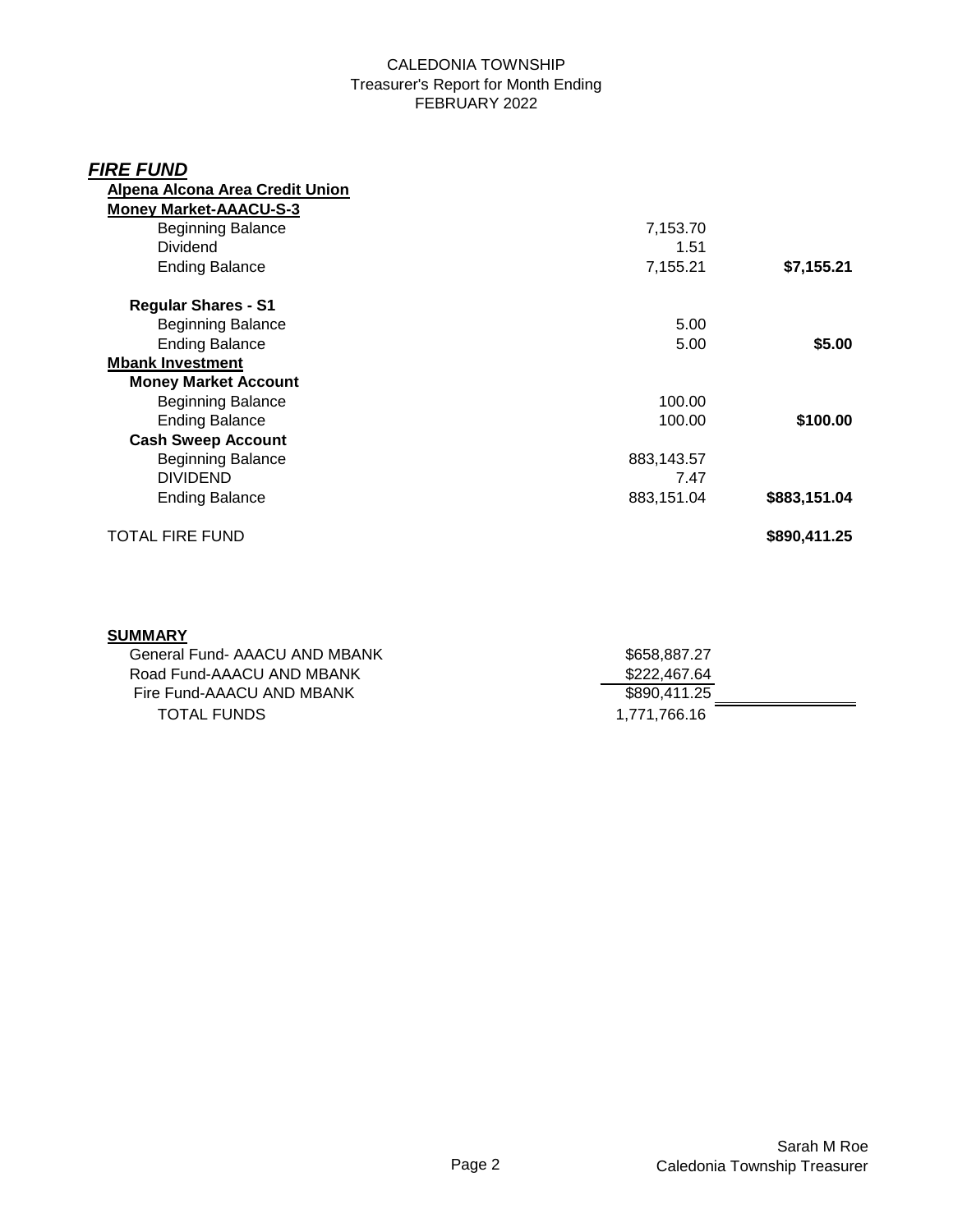CALEDONIA TOWNSHIP
Treasurer's Report for Month Ending
FEBRUARY 2022

## *FIRE FUND*

| | | |
|---|---|---|
| **Alpena Alcona Area Credit Union** | | |
| **Money Market-AAACU-S-3** | | |
| Beginning Balance | 7,153.70 | |
| Dividend | 1.51 | |
| Ending Balance | 7,155.21 | **$7,155.21** |
| **Regular Shares - S1** | | |
| Beginning Balance | 5.00 | |
| Ending Balance | 5.00 | **$5.00** |
| **Mbank Investment** | | |
| **Money Market Account** | | |
| Beginning Balance | 100.00 | |
| Ending Balance | 100.00 | **$100.00** |
| **Cash Sweep Account** | | |
| Beginning Balance | 883,143.57 | |
| DIVIDEND | 7.47 | |
| Ending Balance | 883,151.04 | **$883,151.04** |
| TOTAL FIRE FUND | | **$890,411.25** |

**SUMMARY**

| | |
|---|---|
| General Fund- AAACU AND MBANK | $658,887.27 |
| Road Fund-AAACU AND MBANK | $222,467.64 |
| Fire Fund-AAACU AND MBANK | $890,411.25 |
| TOTAL FUNDS | 1,771,766.16 |

Sarah M Roe
Caledonia Township Treasurer